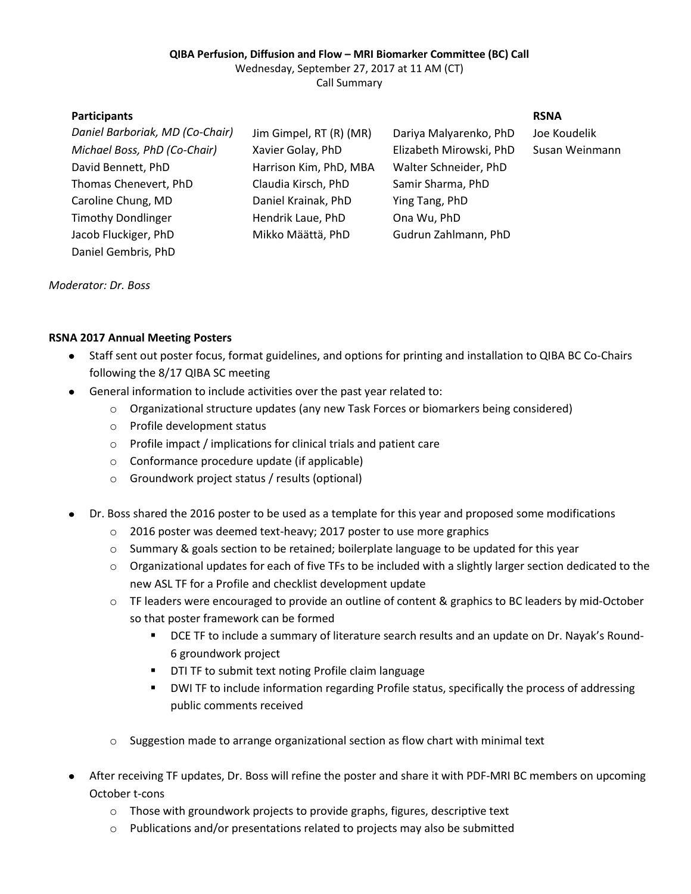**QIBA Perfusion, Diffusion and Flow – MRI Biomarker Committee (BC) Call**

Wednesday, September 27, 2017 at 11 AM (CT)

Call Summary

| Participants | | | RSNA |
|---|---|---|---|
| *Daniel Barboriak, MD (Co-Chair)* | Jim Gimpel, RT (R) (MR) | Dariya Malyarenko, PhD | Joe Koudelik |
| *Michael Boss, PhD (Co-Chair)* | Xavier Golay, PhD | Elizabeth Mirowski, PhD | Susan Weinmann |
| David Bennett, PhD | Harrison Kim, PhD, MBA | Walter Schneider, PhD | |
| Thomas Chenevert, PhD | Claudia Kirsch, PhD | Samir Sharma, PhD | |
| Caroline Chung, MD | Daniel Krainak, PhD | Ying Tang, PhD | |
| Timothy Dondlinger | Hendrik Laue, PhD | Ona Wu, PhD | |
| Jacob Fluckiger, PhD | Mikko Määttä, PhD | Gudrun Zahlmann, PhD | |
| Daniel Gembris, PhD | | | |

*Moderator: Dr. Boss*

**RSNA 2017 Annual Meeting Posters**

- Staff sent out poster focus, format guidelines, and options for printing and installation to QIBA BC Co-Chairs following the 8/17 QIBA SC meeting
- General information to include activities over the past year related to:
  - Organizational structure updates (any new Task Forces or biomarkers being considered)
  - Profile development status
  - Profile impact / implications for clinical trials and patient care
  - Conformance procedure update (if applicable)
  - Groundwork project status / results (optional)
- Dr. Boss shared the 2016 poster to be used as a template for this year and proposed some modifications
  - 2016 poster was deemed text-heavy; 2017 poster to use more graphics
  - Summary & goals section to be retained; boilerplate language to be updated for this year
  - Organizational updates for each of five TFs to be included with a slightly larger section dedicated to the new ASL TF for a Profile and checklist development update
  - TF leaders were encouraged to provide an outline of content & graphics to BC leaders by mid-October so that poster framework can be formed
    - DCE TF to include a summary of literature search results and an update on Dr. Nayak's Round-6 groundwork project
    - DTI TF to submit text noting Profile claim language
    - DWI TF to include information regarding Profile status, specifically the process of addressing public comments received
  - Suggestion made to arrange organizational section as flow chart with minimal text
- After receiving TF updates, Dr. Boss will refine the poster and share it with PDF-MRI BC members on upcoming October t-cons
  - Those with groundwork projects to provide graphs, figures, descriptive text
  - Publications and/or presentations related to projects may also be submitted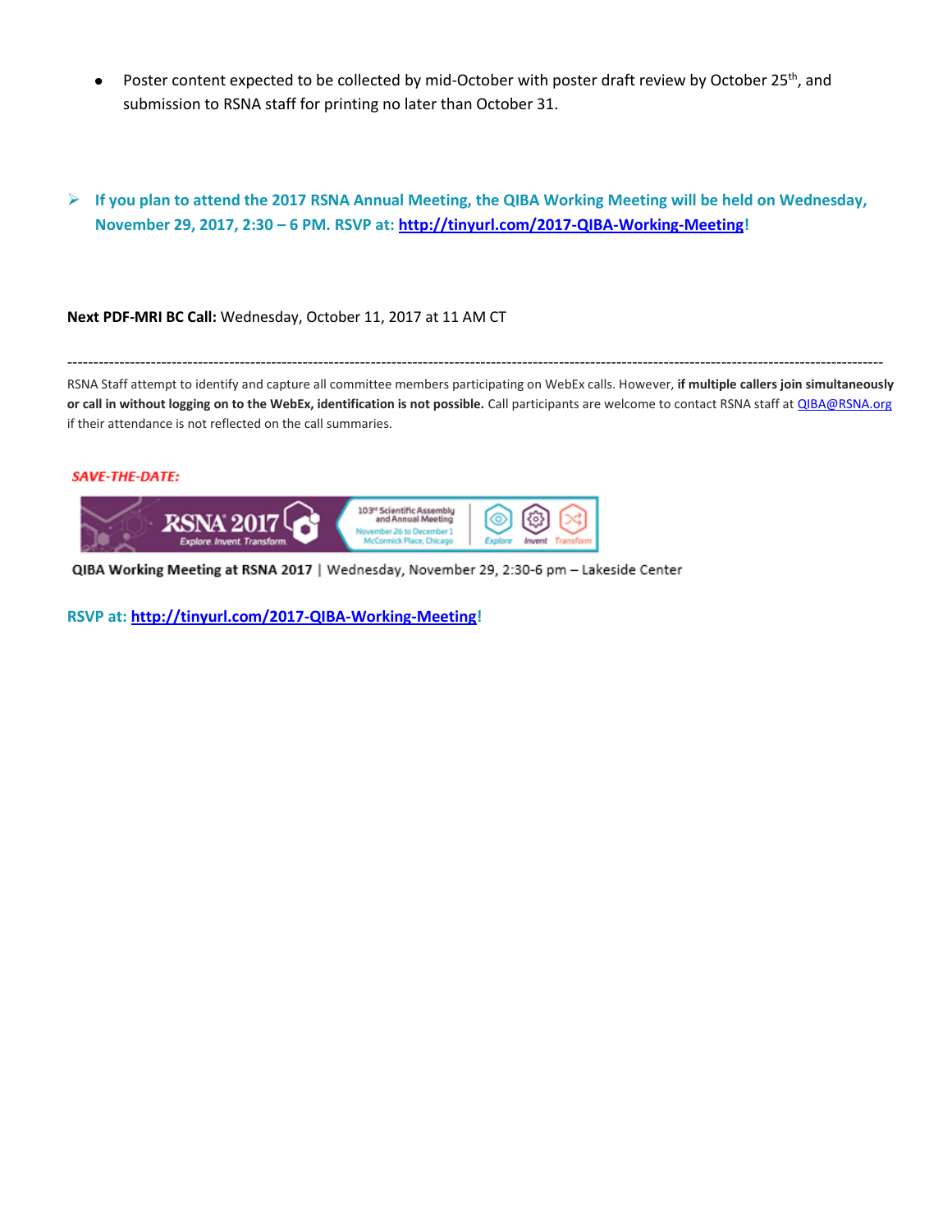- Poster content expected to be collected by mid-October with poster draft review by October 25th, and submission to RSNA staff for printing no later than October 31.

- **If you plan to attend the 2017 RSNA Annual Meeting, the QIBA Working Meeting will be held on Wednesday, November 29, 2017, 2:30 – 6 PM. RSVP at: [http://tinyurl.com/2017-QIBA-Working-Meeting](http://tinyurl.com/2017-QIBA-Working-Meeting)!**

**Next PDF-MRI BC Call:** Wednesday, October 11, 2017 at 11 AM CT

---

RSNA Staff attempt to identify and capture all committee members participating on WebEx calls. However, **if multiple callers join simultaneously or call in without logging on to the WebEx, identification is not possible.** Call participants are welcome to contact RSNA staff at [QIBA@RSNA.org](mailto:QIBA@RSNA.org) if their attendance is not reflected on the call summaries.

***SAVE-THE-DATE:***

RSNA 2017 Explore. Invent. Transform. 103rd Scientific Assembly and Annual Meeting November 26 to December 1 McCormick Place, Chicago

**QIBA Working Meeting at RSNA 2017** | Wednesday, November 29, 2:30-6 pm – Lakeside Center

**RSVP at: [http://tinyurl.com/2017-QIBA-Working-Meeting](http://tinyurl.com/2017-QIBA-Working-Meeting)!**